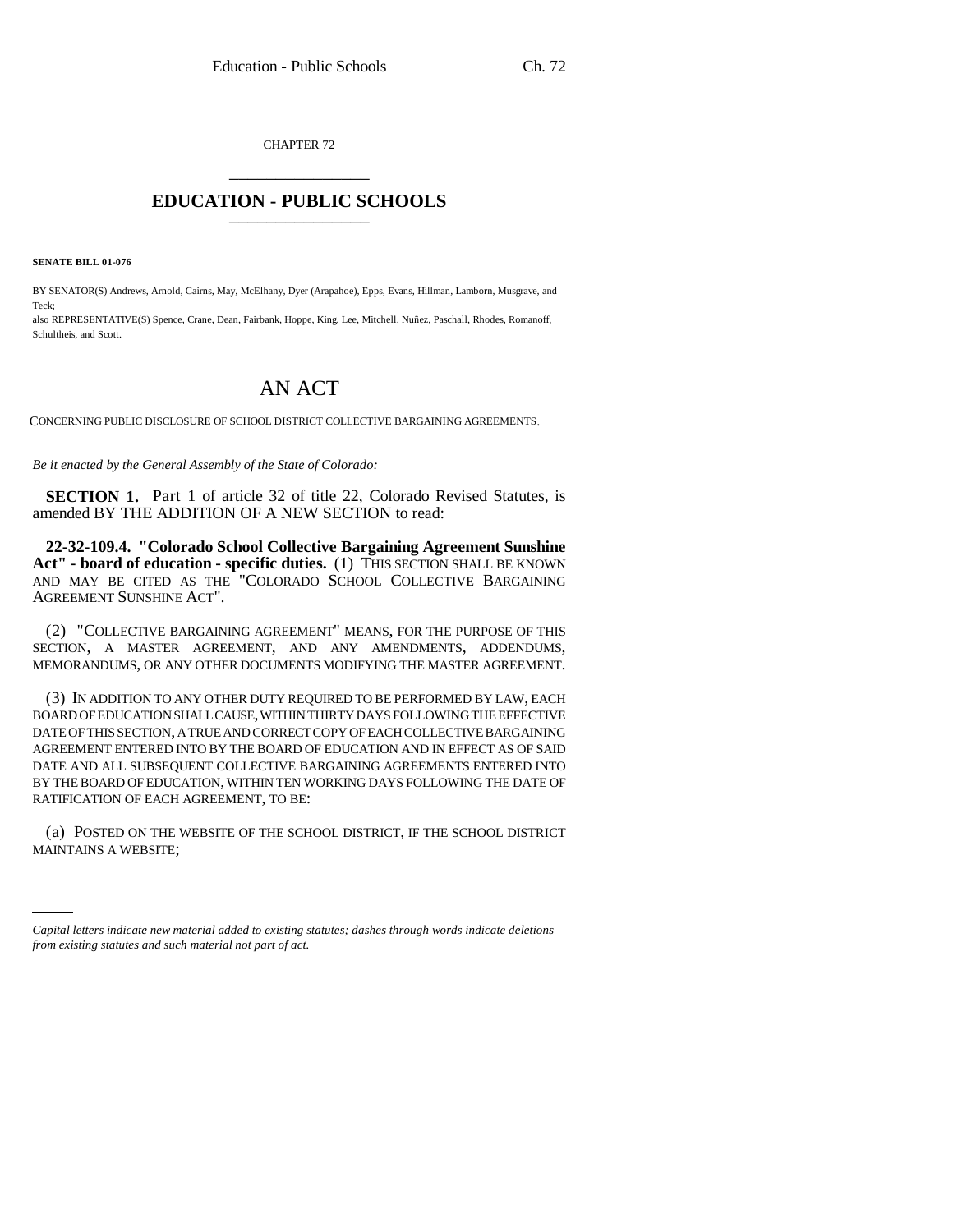CHAPTER 72

# EDUCATION - PUBLIC SCHOOLS

**SENATE BILL 01-076**

BY SENATOR(S) Andrews, Arnold, Cairns, May, McElhany, Dyer (Arapahoe), Epps, Evans, Hillman, Lamborn, Musgrave, and Teck;
also REPRESENTATIVE(S) Spence, Crane, Dean, Fairbank, Hoppe, King, Lee, Mitchell, Nuñez, Paschall, Rhodes, Romanoff, Schultheis, and Scott.

# AN ACT

CONCERNING PUBLIC DISCLOSURE OF SCHOOL DISTRICT COLLECTIVE BARGAINING AGREEMENTS.

*Be it enacted by the General Assembly of the State of Colorado:*

**SECTION 1.** Part 1 of article 32 of title 22, Colorado Revised Statutes, is amended BY THE ADDITION OF A NEW SECTION to read:

**22-32-109.4. "Colorado School Collective Bargaining Agreement Sunshine Act" - board of education - specific duties.** (1) THIS SECTION SHALL BE KNOWN AND MAY BE CITED AS THE "COLORADO SCHOOL COLLECTIVE BARGAINING AGREEMENT SUNSHINE ACT".

(2) "COLLECTIVE BARGAINING AGREEMENT" MEANS, FOR THE PURPOSE OF THIS SECTION, A MASTER AGREEMENT, AND ANY AMENDMENTS, ADDENDUMS, MEMORANDUMS, OR ANY OTHER DOCUMENTS MODIFYING THE MASTER AGREEMENT.

(3) IN ADDITION TO ANY OTHER DUTY REQUIRED TO BE PERFORMED BY LAW, EACH BOARD OF EDUCATION SHALL CAUSE, WITHIN THIRTY DAYS FOLLOWING THE EFFECTIVE DATE OF THIS SECTION, A TRUE AND CORRECT COPY OF EACH COLLECTIVE BARGAINING AGREEMENT ENTERED INTO BY THE BOARD OF EDUCATION AND IN EFFECT AS OF SAID DATE AND ALL SUBSEQUENT COLLECTIVE BARGAINING AGREEMENTS ENTERED INTO BY THE BOARD OF EDUCATION, WITHIN TEN WORKING DAYS FOLLOWING THE DATE OF RATIFICATION OF EACH AGREEMENT, TO BE:

(a) POSTED ON THE WEBSITE OF THE SCHOOL DISTRICT, IF THE SCHOOL DISTRICT MAINTAINS A WEBSITE;

*Capital letters indicate new material added to existing statutes; dashes through words indicate deletions from existing statutes and such material not part of act.*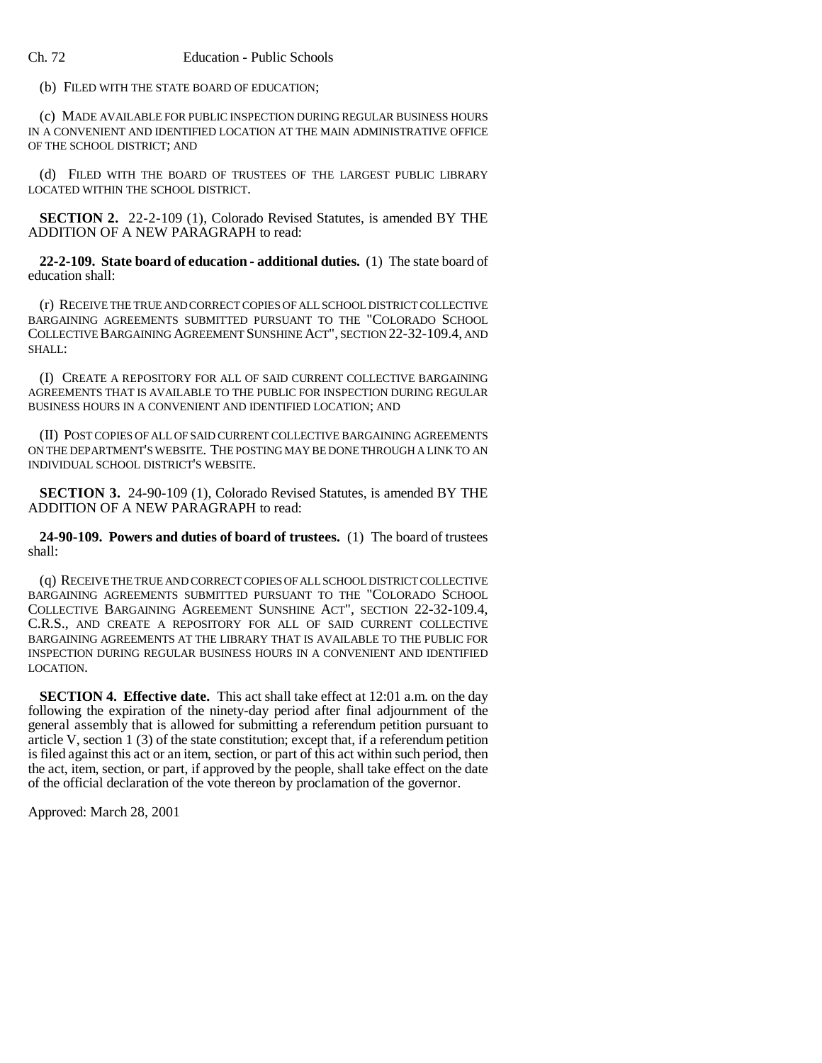(b) FILED WITH THE STATE BOARD OF EDUCATION;

(c) MADE AVAILABLE FOR PUBLIC INSPECTION DURING REGULAR BUSINESS HOURS IN A CONVENIENT AND IDENTIFIED LOCATION AT THE MAIN ADMINISTRATIVE OFFICE OF THE SCHOOL DISTRICT; AND

(d) FILED WITH THE BOARD OF TRUSTEES OF THE LARGEST PUBLIC LIBRARY LOCATED WITHIN THE SCHOOL DISTRICT.

**SECTION 2.** 22-2-109 (1), Colorado Revised Statutes, is amended BY THE ADDITION OF A NEW PARAGRAPH to read:

**22-2-109. State board of education - additional duties.** (1) The state board of education shall:

(r) RECEIVE THE TRUE AND CORRECT COPIES OF ALL SCHOOL DISTRICT COLLECTIVE BARGAINING AGREEMENTS SUBMITTED PURSUANT TO THE "COLORADO SCHOOL COLLECTIVE BARGAINING AGREEMENT SUNSHINE ACT", SECTION 22-32-109.4, AND SHALL:

(I) CREATE A REPOSITORY FOR ALL OF SAID CURRENT COLLECTIVE BARGAINING AGREEMENTS THAT IS AVAILABLE TO THE PUBLIC FOR INSPECTION DURING REGULAR BUSINESS HOURS IN A CONVENIENT AND IDENTIFIED LOCATION; AND

(II) POST COPIES OF ALL OF SAID CURRENT COLLECTIVE BARGAINING AGREEMENTS ON THE DEPARTMENT'S WEBSITE. THE POSTING MAY BE DONE THROUGH A LINK TO AN INDIVIDUAL SCHOOL DISTRICT'S WEBSITE.

**SECTION 3.** 24-90-109 (1), Colorado Revised Statutes, is amended BY THE ADDITION OF A NEW PARAGRAPH to read:

**24-90-109. Powers and duties of board of trustees.** (1) The board of trustees shall:

(q) RECEIVE THE TRUE AND CORRECT COPIES OF ALL SCHOOL DISTRICT COLLECTIVE BARGAINING AGREEMENTS SUBMITTED PURSUANT TO THE "COLORADO SCHOOL COLLECTIVE BARGAINING AGREEMENT SUNSHINE ACT", SECTION 22-32-109.4, C.R.S., AND CREATE A REPOSITORY FOR ALL OF SAID CURRENT COLLECTIVE BARGAINING AGREEMENTS AT THE LIBRARY THAT IS AVAILABLE TO THE PUBLIC FOR INSPECTION DURING REGULAR BUSINESS HOURS IN A CONVENIENT AND IDENTIFIED LOCATION.

**SECTION 4. Effective date.** This act shall take effect at 12:01 a.m. on the day following the expiration of the ninety-day period after final adjournment of the general assembly that is allowed for submitting a referendum petition pursuant to article V, section 1 (3) of the state constitution; except that, if a referendum petition is filed against this act or an item, section, or part of this act within such period, then the act, item, section, or part, if approved by the people, shall take effect on the date of the official declaration of the vote thereon by proclamation of the governor.

Approved: March 28, 2001